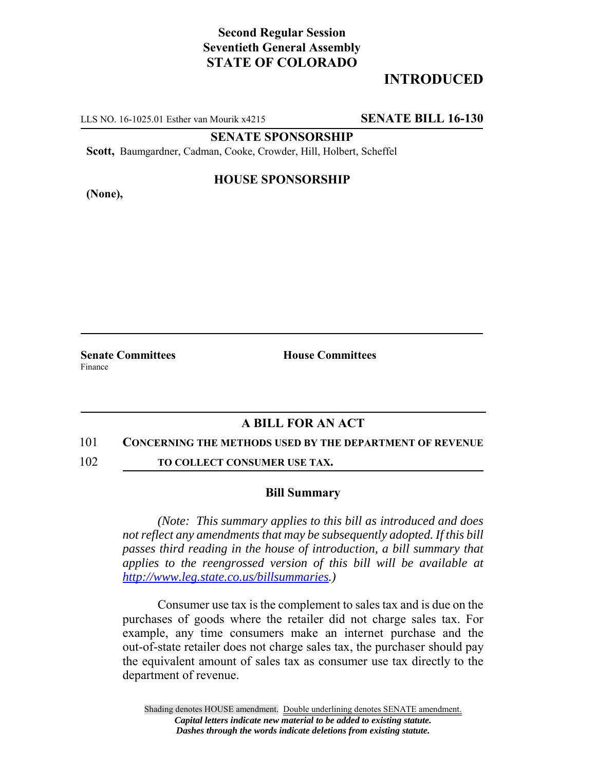**Second Regular Session**
**Seventieth General Assembly**
**STATE OF COLORADO**

## INTRODUCED

LLS NO. 16-1025.01 Esther van Mourik x4215 **SENATE BILL 16-130**

**SENATE SPONSORSHIP**

**Scott,** Baumgardner, Cadman, Cooke, Crowder, Hill, Holbert, Scheffel

**HOUSE SPONSORSHIP**

**(None),**

**Senate Committees**
Finance

**House Committees**

## A BILL FOR AN ACT

101 **CONCERNING THE METHODS USED BY THE DEPARTMENT OF REVENUE**
102 **TO COLLECT CONSUMER USE TAX.**

### Bill Summary

*(Note: This summary applies to this bill as introduced and does not reflect any amendments that may be subsequently adopted. If this bill passes third reading in the house of introduction, a bill summary that applies to the reengrossed version of this bill will be available at http://www.leg.state.co.us/billsummaries.)*

Consumer use tax is the complement to sales tax and is due on the purchases of goods where the retailer did not charge sales tax. For example, any time consumers make an internet purchase and the out-of-state retailer does not charge sales tax, the purchaser should pay the equivalent amount of sales tax as consumer use tax directly to the department of revenue.

Shading denotes HOUSE amendment. Double underlining denotes SENATE amendment.
*Capital letters indicate new material to be added to existing statute.*
*Dashes through the words indicate deletions from existing statute.*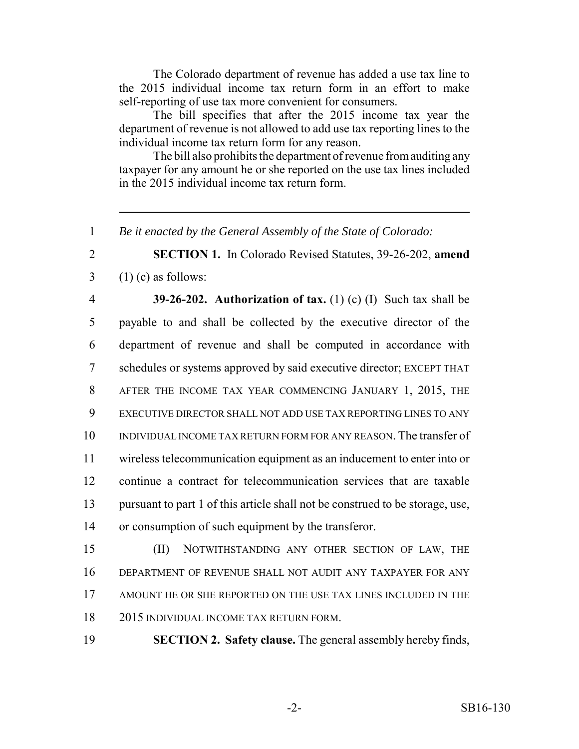The Colorado department of revenue has added a use tax line to the 2015 individual income tax return form in an effort to make self-reporting of use tax more convenient for consumers.

The bill specifies that after the 2015 income tax year the department of revenue is not allowed to add use tax reporting lines to the individual income tax return form for any reason.

The bill also prohibits the department of revenue from auditing any taxpayer for any amount he or she reported on the use tax lines included in the 2015 individual income tax return form.

---

1 *Be it enacted by the General Assembly of the State of Colorado:*

2 **SECTION 1.** In Colorado Revised Statutes, 39-26-202, **amend**
3 (1) (c) as follows:

4 **39-26-202. Authorization of tax.** (1) (c) (I) Such tax shall be
5 payable to and shall be collected by the executive director of the
6 department of revenue and shall be computed in accordance with
7 schedules or systems approved by said executive director; EXCEPT THAT
8 AFTER THE INCOME TAX YEAR COMMENCING JANUARY 1, 2015, THE
9 EXECUTIVE DIRECTOR SHALL NOT ADD USE TAX REPORTING LINES TO ANY
10 INDIVIDUAL INCOME TAX RETURN FORM FOR ANY REASON. The transfer of
11 wireless telecommunication equipment as an inducement to enter into or
12 continue a contract for telecommunication services that are taxable
13 pursuant to part 1 of this article shall not be construed to be storage, use,
14 or consumption of such equipment by the transferor.

15 (II) NOTWITHSTANDING ANY OTHER SECTION OF LAW, THE
16 DEPARTMENT OF REVENUE SHALL NOT AUDIT ANY TAXPAYER FOR ANY
17 AMOUNT HE OR SHE REPORTED ON THE USE TAX LINES INCLUDED IN THE
18 2015 INDIVIDUAL INCOME TAX RETURN FORM.

19 **SECTION 2. Safety clause.** The general assembly hereby finds,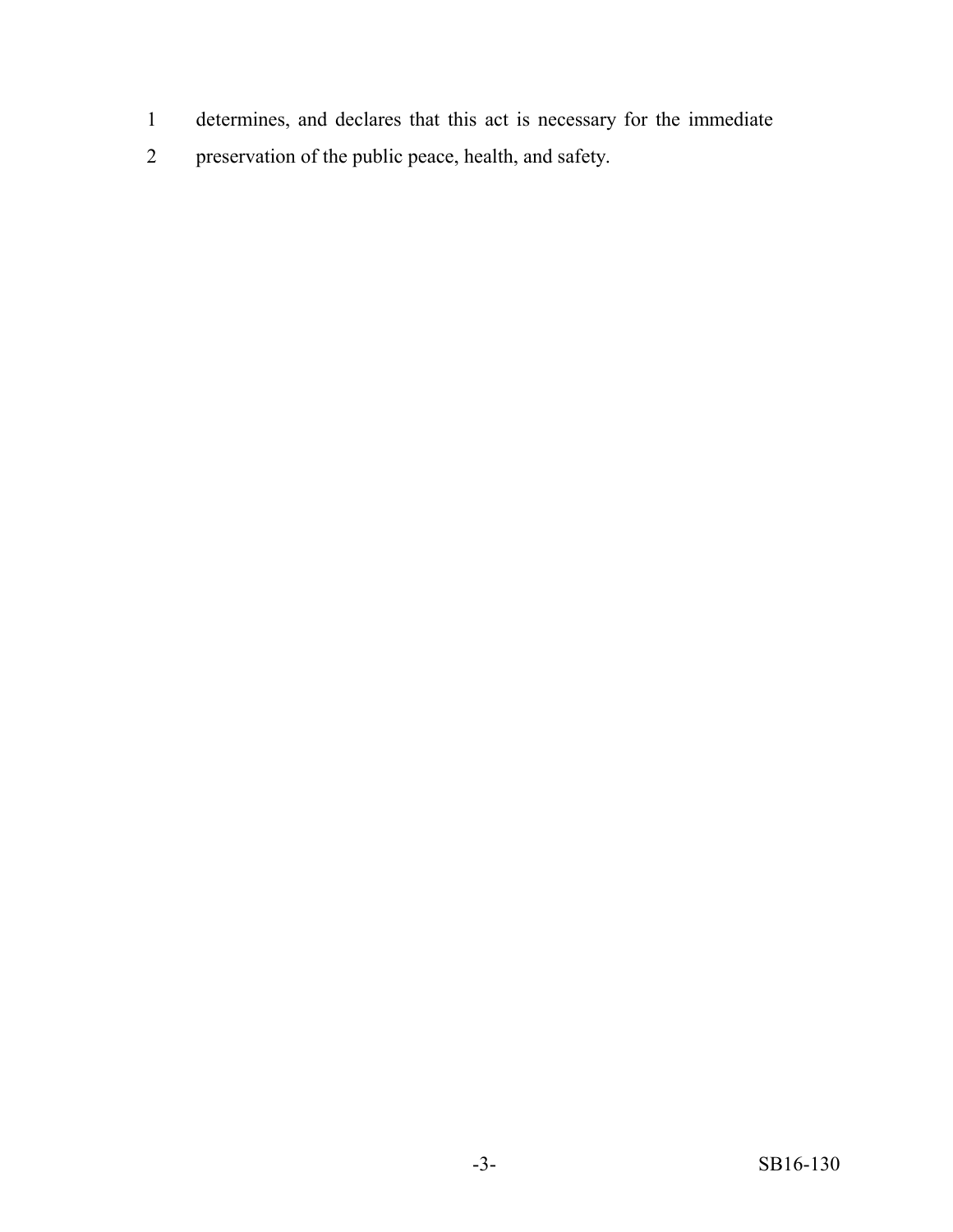1 determines, and declares that this act is necessary for the immediate
2 preservation of the public peace, health, and safety.